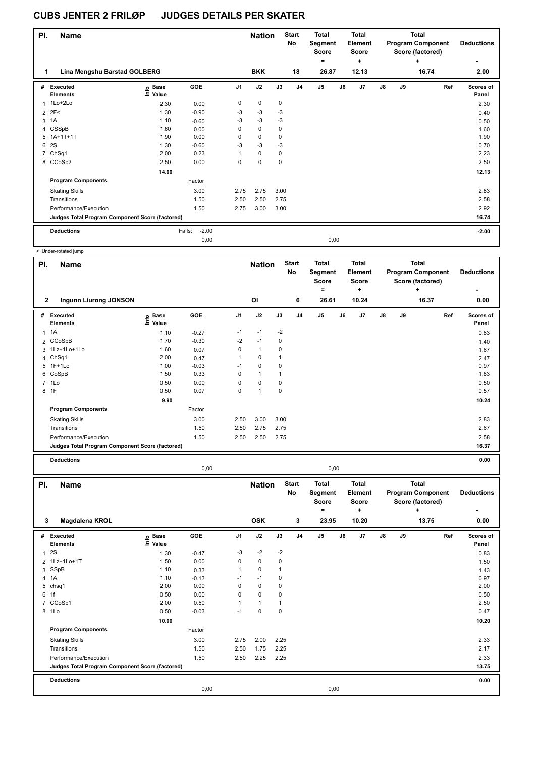# CUBS JENTER 2 FRILØP JUDGES DETAILS PER SKATER

| Pl. | Name | Nation | Start No | Total Segment Score = | Total Element Score + | Total Program Component Score (factored) + | Deductions - |
|---|---|---|---|---|---|---|---|
| 1 | Lina Mengshu Barstad GOLBERG | BKK | 18 | 26.87 | 12.13 | 16.74 | 2.00 |

| # | Executed Elements | Info | Base Value | GOE | J1 | J2 | J3 | J4 | J5 | J6 | J7 | J8 | J9 | Ref | Scores of Panel |
|---|---|---|---|---|---|---|---|---|---|---|---|---|---|---|---|
| 1 | 1Lo+2Lo | | 2.30 | 0.00 | 0 | 0 | 0 | | | | | | | | 2.30 |
| 2 | 2F< | | 1.30 | -0.90 | -3 | -3 | -3 | | | | | | | | 0.40 |
| 3 | 1A | | 1.10 | -0.60 | -3 | -3 | -3 | | | | | | | | 0.50 |
| 4 | CSSpB | | 1.60 | 0.00 | 0 | 0 | 0 | | | | | | | | 1.60 |
| 5 | 1A+1T+1T | | 1.90 | 0.00 | 0 | 0 | 0 | | | | | | | | 1.90 |
| 6 | 2S | | 1.30 | -0.60 | -3 | -3 | -3 | | | | | | | | 0.70 |
| 7 | ChSq1 | | 2.00 | 0.23 | 1 | 0 | 0 | | | | | | | | 2.23 |
| 8 | CCoSp2 | | 2.50 | 0.00 | 0 | 0 | 0 | | | | | | | | 2.50 |
| | | | 14.00 | | | | | | | | | | | | 12.13 |
| | **Program Components** | | | Factor | | | | | | | | | | | |
| | Skating Skills | | | 3.00 | 2.75 | 2.75 | 3.00 | | | | | | | | 2.83 |
| | Transitions | | | 1.50 | 2.50 | 2.50 | 2.75 | | | | | | | | 2.58 |
| | Performance/Execution | | | 1.50 | 2.75 | 3.00 | 3.00 | | | | | | | | 2.92 |
| | **Judges Total Program Component Score (factored)** | | | | | | | | | | | | | | 16.74 |
| | **Deductions** | | Falls: | -2.00 | | | | | | | | | | | -2.00 |
| | | | | 0,00 | | | | | 0,00 | | | | | | |

< Under-rotated jump

| Pl. | Name | Nation | Start No | Total Segment Score = | Total Element Score + | Total Program Component Score (factored) + | Deductions - |
|---|---|---|---|---|---|---|---|
| 2 | Ingunn Liurong JONSON | OI | 6 | 26.61 | 10.24 | 16.37 | 0.00 |

| # | Executed Elements | Info | Base Value | GOE | J1 | J2 | J3 | J4 | J5 | J6 | J7 | J8 | J9 | Ref | Scores of Panel |
|---|---|---|---|---|---|---|---|---|---|---|---|---|---|---|---|
| 1 | 1A | | 1.10 | -0.27 | -1 | -1 | -2 | | | | | | | | 0.83 |
| 2 | CCoSpB | | 1.70 | -0.30 | -2 | -1 | 0 | | | | | | | | 1.40 |
| 3 | 1Lz+1Lo+1Lo | | 1.60 | 0.07 | 0 | 1 | 0 | | | | | | | | 1.67 |
| 4 | ChSq1 | | 2.00 | 0.47 | 1 | 0 | 1 | | | | | | | | 2.47 |
| 5 | 1F+1Lo | | 1.00 | -0.03 | -1 | 0 | 0 | | | | | | | | 0.97 |
| 6 | CoSpB | | 1.50 | 0.33 | 0 | 1 | 1 | | | | | | | | 1.83 |
| 7 | 1Lo | | 0.50 | 0.00 | 0 | 0 | 0 | | | | | | | | 0.50 |
| 8 | 1F | | 0.50 | 0.07 | 0 | 1 | 0 | | | | | | | | 0.57 |
| | | | 9.90 | | | | | | | | | | | | 10.24 |
| | **Program Components** | | | Factor | | | | | | | | | | | |
| | Skating Skills | | | 3.00 | 2.50 | 3.00 | 3.00 | | | | | | | | 2.83 |
| | Transitions | | | 1.50 | 2.50 | 2.75 | 2.75 | | | | | | | | 2.67 |
| | Performance/Execution | | | 1.50 | 2.50 | 2.50 | 2.75 | | | | | | | | 2.58 |
| | **Judges Total Program Component Score (factored)** | | | | | | | | | | | | | | 16.37 |
| | **Deductions** | | | | | | | | | | | | | | 0.00 |
| | | | | 0,00 | | | | | 0,00 | | | | | | |

| Pl. | Name | Nation | Start No | Total Segment Score = | Total Element Score + | Total Program Component Score (factored) + | Deductions - |
|---|---|---|---|---|---|---|---|
| 3 | Magdalena KROL | OSK | 3 | 23.95 | 10.20 | 13.75 | 0.00 |

| # | Executed Elements | Info | Base Value | GOE | J1 | J2 | J3 | J4 | J5 | J6 | J7 | J8 | J9 | Ref | Scores of Panel |
|---|---|---|---|---|---|---|---|---|---|---|---|---|---|---|---|
| 1 | 2S | | 1.30 | -0.47 | -3 | -2 | -2 | | | | | | | | 0.83 |
| 2 | 1Lz+1Lo+1T | | 1.50 | 0.00 | 0 | 0 | 0 | | | | | | | | 1.50 |
| 3 | SSpB | | 1.10 | 0.33 | 1 | 0 | 1 | | | | | | | | 1.43 |
| 4 | 1A | | 1.10 | -0.13 | -1 | -1 | 0 | | | | | | | | 0.97 |
| 5 | chsq1 | | 2.00 | 0.00 | 0 | 0 | 0 | | | | | | | | 2.00 |
| 6 | 1f | | 0.50 | 0.00 | 0 | 0 | 0 | | | | | | | | 0.50 |
| 7 | CCoSp1 | | 2.00 | 0.50 | 1 | 1 | 1 | | | | | | | | 2.50 |
| 8 | 1Lo | | 0.50 | -0.03 | -1 | 0 | 0 | | | | | | | | 0.47 |
| | | | 10.00 | | | | | | | | | | | | 10.20 |
| | **Program Components** | | | Factor | | | | | | | | | | | |
| | Skating Skills | | | 3.00 | 2.75 | 2.00 | 2.25 | | | | | | | | 2.33 |
| | Transitions | | | 1.50 | 2.50 | 1.75 | 2.25 | | | | | | | | 2.17 |
| | Performance/Execution | | | 1.50 | 2.50 | 2.25 | 2.25 | | | | | | | | 2.33 |
| | **Judges Total Program Component Score (factored)** | | | | | | | | | | | | | | 13.75 |
| | **Deductions** | | | | | | | | | | | | | | 0.00 |
| | | | | 0,00 | | | | | 0,00 | | | | | | |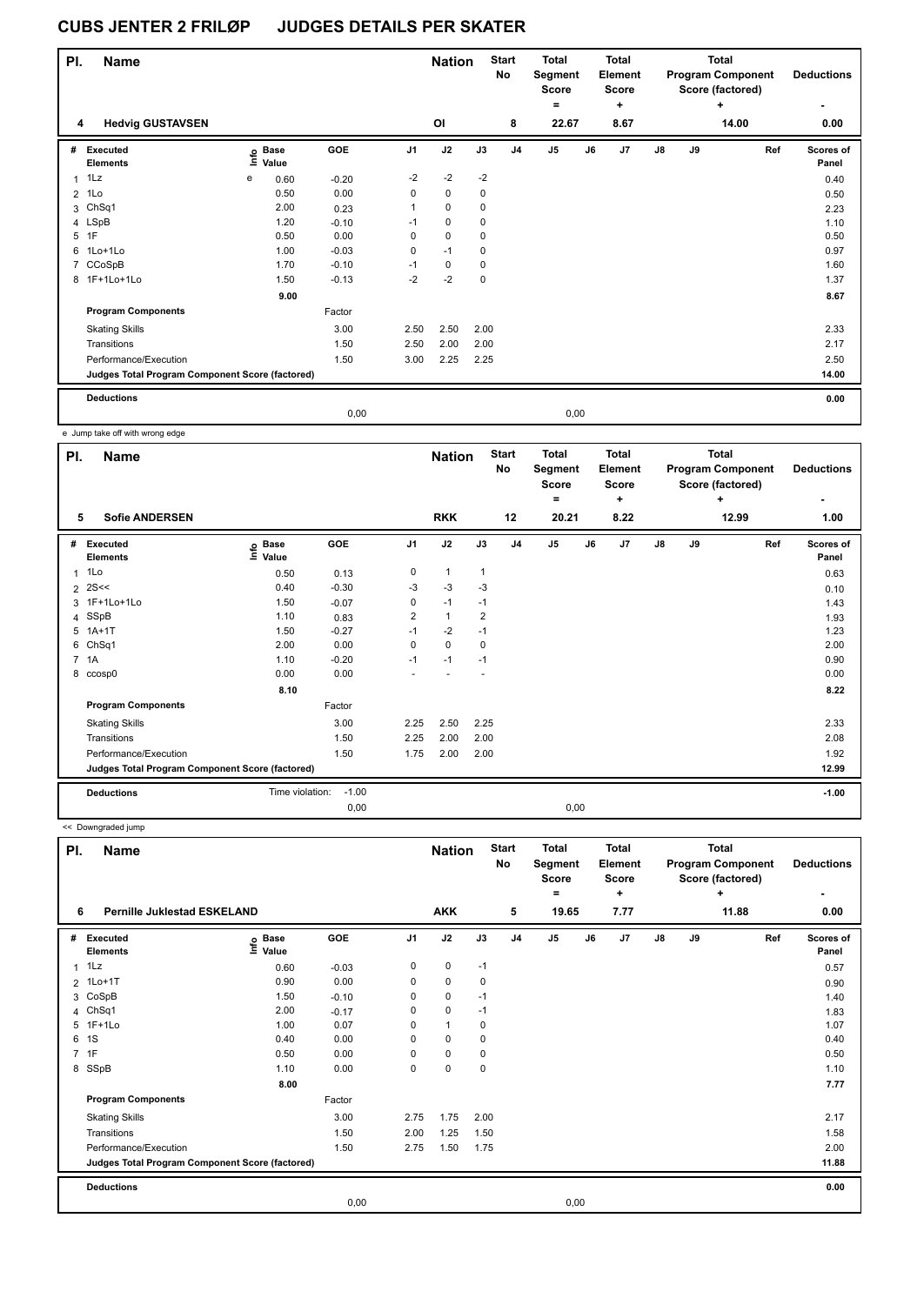# CUBS JENTER 2 FRILØP JUDGES DETAILS PER SKATER

| Pl. | Name | Nation | Start No | Total Segment Score = | Total Element Score + | Total Program Component Score (factored) + | Deductions - |
|---|---|---|---|---|---|---|---|
| 4 | Hedvig GUSTAVSEN | OI | 8 | 22.67 | 8.67 | 14.00 | 0.00 |

| # | Executed Elements | Info | Base Value | GOE | J1 | J2 | J3 | J4 | J5 | J6 | J7 | J8 | J9 | Ref | Scores of Panel |
|---|---|---|---|---|---|---|---|---|---|---|---|---|---|---|---|
| 1 | 1Lz | e | 0.60 | -0.20 | -2 | -2 | -2 | | | | | | | | 0.40 |
| 2 | 1Lo | | 0.50 | 0.00 | 0 | 0 | 0 | | | | | | | | 0.50 |
| 3 | ChSq1 | | 2.00 | 0.23 | 1 | 0 | 0 | | | | | | | | 2.23 |
| 4 | LSpB | | 1.20 | -0.10 | -1 | 0 | 0 | | | | | | | | 1.10 |
| 5 | 1F | | 0.50 | 0.00 | 0 | 0 | 0 | | | | | | | | 0.50 |
| 6 | 1Lo+1Lo | | 1.00 | -0.03 | 0 | -1 | 0 | | | | | | | | 0.97 |
| 7 | CCoSpB | | 1.70 | -0.10 | -1 | 0 | 0 | | | | | | | | 1.60 |
| 8 | 1F+1Lo+1Lo | | 1.50 | -0.13 | -2 | -2 | 0 | | | | | | | | 1.37 |
| | | | 9.00 | | | | | | | | | | | | 8.67 |
| | Program Components | | | Factor | | | | | | | | | | | |
| | Skating Skills | | | 3.00 | 2.50 | 2.50 | 2.00 | | | | | | | | 2.33 |
| | Transitions | | | 1.50 | 2.50 | 2.00 | 2.00 | | | | | | | | 2.17 |
| | Performance/Execution | | | 1.50 | 3.00 | 2.25 | 2.25 | | | | | | | | 2.50 |
| | Judges Total Program Component Score (factored) | | | | | | | | | | | | | | 14.00 |
| | Deductions | | | | | | | | | | | | | | 0.00 |
| | | | | 0,00 | | | | | 0,00 | | | | | | |

e Jump take off with wrong edge

| Pl. | Name | Nation | Start No | Total Segment Score = | Total Element Score + | Total Program Component Score (factored) + | Deductions - |
|---|---|---|---|---|---|---|---|
| 5 | Sofie ANDERSEN | RKK | 12 | 20.21 | 8.22 | 12.99 | 1.00 |

| # | Executed Elements | Info | Base Value | GOE | J1 | J2 | J3 | J4 | J5 | J6 | J7 | J8 | J9 | Ref | Scores of Panel |
|---|---|---|---|---|---|---|---|---|---|---|---|---|---|---|---|
| 1 | 1Lo | | 0.50 | 0.13 | 0 | 1 | 1 | | | | | | | | 0.63 |
| 2 | 2S<< | | 0.40 | -0.30 | -3 | -3 | -3 | | | | | | | | 0.10 |
| 3 | 1F+1Lo+1Lo | | 1.50 | -0.07 | 0 | -1 | -1 | | | | | | | | 1.43 |
| 4 | SSpB | | 1.10 | 0.83 | 2 | 1 | 2 | | | | | | | | 1.93 |
| 5 | 1A+1T | | 1.50 | -0.27 | -1 | -2 | -1 | | | | | | | | 1.23 |
| 6 | ChSq1 | | 2.00 | 0.00 | 0 | 0 | 0 | | | | | | | | 2.00 |
| 7 | 1A | | 1.10 | -0.20 | -1 | -1 | -1 | | | | | | | | 0.90 |
| 8 | ccosp0 | | 0.00 | 0.00 | - | - | - | | | | | | | | 0.00 |
| | | | 8.10 | | | | | | | | | | | | 8.22 |
| | Program Components | | | Factor | | | | | | | | | | | |
| | Skating Skills | | | 3.00 | 2.25 | 2.50 | 2.25 | | | | | | | | 2.33 |
| | Transitions | | | 1.50 | 2.25 | 2.00 | 2.00 | | | | | | | | 2.08 |
| | Performance/Execution | | | 1.50 | 1.75 | 2.00 | 2.00 | | | | | | | | 1.92 |
| | Judges Total Program Component Score (factored) | | | | | | | | | | | | | | 12.99 |
| | Deductions | | Time violation: | -1.00 | | | | | | | | | | | -1.00 |
| | | | | 0,00 | | | | | 0,00 | | | | | | |

<< Downgraded jump

| Pl. | Name | Nation | Start No | Total Segment Score = | Total Element Score + | Total Program Component Score (factored) + | Deductions - |
|---|---|---|---|---|---|---|---|
| 6 | Pernille Juklestad ESKELAND | AKK | 5 | 19.65 | 7.77 | 11.88 | 0.00 |

| # | Executed Elements | Info | Base Value | GOE | J1 | J2 | J3 | J4 | J5 | J6 | J7 | J8 | J9 | Ref | Scores of Panel |
|---|---|---|---|---|---|---|---|---|---|---|---|---|---|---|---|
| 1 | 1Lz | | 0.60 | -0.03 | 0 | 0 | -1 | | | | | | | | 0.57 |
| 2 | 1Lo+1T | | 0.90 | 0.00 | 0 | 0 | 0 | | | | | | | | 0.90 |
| 3 | CoSpB | | 1.50 | -0.10 | 0 | 0 | -1 | | | | | | | | 1.40 |
| 4 | ChSq1 | | 2.00 | -0.17 | 0 | 0 | -1 | | | | | | | | 1.83 |
| 5 | 1F+1Lo | | 1.00 | 0.07 | 0 | 1 | 0 | | | | | | | | 1.07 |
| 6 | 1S | | 0.40 | 0.00 | 0 | 0 | 0 | | | | | | | | 0.40 |
| 7 | 1F | | 0.50 | 0.00 | 0 | 0 | 0 | | | | | | | | 0.50 |
| 8 | SSpB | | 1.10 | 0.00 | 0 | 0 | 0 | | | | | | | | 1.10 |
| | | | 8.00 | | | | | | | | | | | | 7.77 |
| | Program Components | | | Factor | | | | | | | | | | | |
| | Skating Skills | | | 3.00 | 2.75 | 1.75 | 2.00 | | | | | | | | 2.17 |
| | Transitions | | | 1.50 | 2.00 | 1.25 | 1.50 | | | | | | | | 1.58 |
| | Performance/Execution | | | 1.50 | 2.75 | 1.50 | 1.75 | | | | | | | | 2.00 |
| | Judges Total Program Component Score (factored) | | | | | | | | | | | | | | 11.88 |
| | Deductions | | | | | | | | | | | | | | 0.00 |
| | | | | 0,00 | | | | | 0,00 | | | | | | |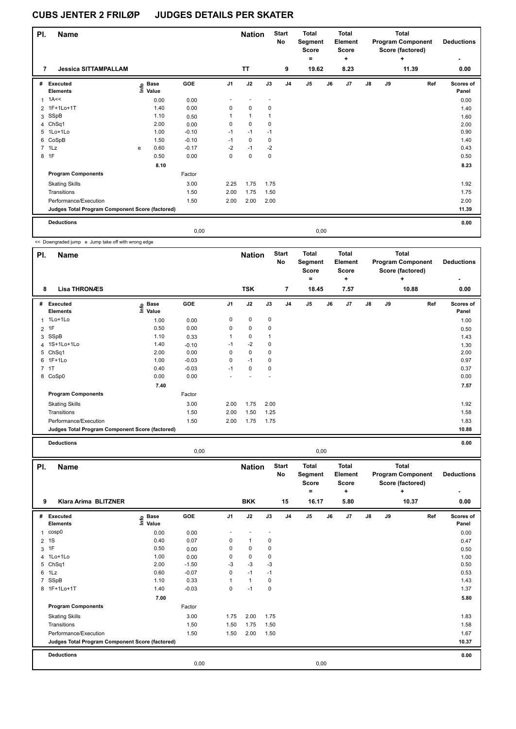# CUBS JENTER 2 FRILØP JUDGES DETAILS PER SKATER

| Pl. | Name | | Nation | Start No | Total Segment Score = | Total Element Score + | Total Program Component Score (factored) + | Deductions - |
|---|---|---|---|---|---|---|---|---|
| 7 | Jessica SITTAMPALLAM | | TT | 9 | 19.62 | 8.23 | 11.39 | 0.00 |

| # | Executed Elements | Info | Base Value | GOE | J1 | J2 | J3 | J4 | J5 | J6 | J7 | J8 | J9 | Ref | Scores of Panel |
|---|---|---|---|---|---|---|---|---|---|---|---|---|---|---|---|
| 1 | 1A<< | | 0.00 | 0.00 | - | - | - | | | | | | | | 0.00 |
| 2 | 1F+1Lo+1T | | 1.40 | 0.00 | 0 | 0 | 0 | | | | | | | | 1.40 |
| 3 | SSpB | | 1.10 | 0.50 | 1 | 1 | 1 | | | | | | | | 1.60 |
| 4 | ChSq1 | | 2.00 | 0.00 | 0 | 0 | 0 | | | | | | | | 2.00 |
| 5 | 1Lo+1Lo | | 1.00 | -0.10 | -1 | -1 | -1 | | | | | | | | 0.90 |
| 6 | CoSpB | | 1.50 | -0.10 | -1 | 0 | 0 | | | | | | | | 1.40 |
| 7 | 1Lz | e | 0.60 | -0.17 | -2 | -1 | -2 | | | | | | | | 0.43 |
| 8 | 1F | | 0.50 | 0.00 | 0 | 0 | 0 | | | | | | | | 0.50 |
| | | | 8.10 | | | | | | | | | | | | 8.23 |
| | **Program Components** | | | Factor | | | | | | | | | | | |
| | Skating Skills | | | 3.00 | 2.25 | 1.75 | 1.75 | | | | | | | | 1.92 |
| | Transitions | | | 1.50 | 2.00 | 1.75 | 1.50 | | | | | | | | 1.75 |
| | Performance/Execution | | | 1.50 | 2.00 | 2.00 | 2.00 | | | | | | | | 2.00 |
| | **Judges Total Program Component Score (factored)** | | | | | | | | | | | | | | 11.39 |
| | **Deductions** | | | | | | | | | | | | | | 0.00 |
| | | | | 0,00 | | | | | 0,00 | | | | | | |

<< Downgraded jump e Jump take off with wrong edge

| Pl. | Name | | Nation | Start No | Total Segment Score = | Total Element Score + | Total Program Component Score (factored) + | Deductions - |
|---|---|---|---|---|---|---|---|---|
| 8 | Lisa THRONÆS | | TSK | 7 | 18.45 | 7.57 | 10.88 | 0.00 |

| # | Executed Elements | Info | Base Value | GOE | J1 | J2 | J3 | J4 | J5 | J6 | J7 | J8 | J9 | Ref | Scores of Panel |
|---|---|---|---|---|---|---|---|---|---|---|---|---|---|---|---|
| 1 | 1Lo+1Lo | | 1.00 | 0.00 | 0 | 0 | 0 | | | | | | | | 1.00 |
| 2 | 1F | | 0.50 | 0.00 | 0 | 0 | 0 | | | | | | | | 0.50 |
| 3 | SSpB | | 1.10 | 0.33 | 1 | 0 | 1 | | | | | | | | 1.43 |
| 4 | 1S+1Lo+1Lo | | 1.40 | -0.10 | -1 | -2 | 0 | | | | | | | | 1.30 |
| 5 | ChSq1 | | 2.00 | 0.00 | 0 | 0 | 0 | | | | | | | | 2.00 |
| 6 | 1F+1Lo | | 1.00 | -0.03 | 0 | -1 | 0 | | | | | | | | 0.97 |
| 7 | 1T | | 0.40 | -0.03 | -1 | 0 | 0 | | | | | | | | 0.37 |
| 8 | CoSp0 | | 0.00 | 0.00 | - | - | - | | | | | | | | 0.00 |
| | | | 7.40 | | | | | | | | | | | | 7.57 |
| | **Program Components** | | | Factor | | | | | | | | | | | |
| | Skating Skills | | | 3.00 | 2.00 | 1.75 | 2.00 | | | | | | | | 1.92 |
| | Transitions | | | 1.50 | 2.00 | 1.50 | 1.25 | | | | | | | | 1.58 |
| | Performance/Execution | | | 1.50 | 2.00 | 1.75 | 1.75 | | | | | | | | 1.83 |
| | **Judges Total Program Component Score (factored)** | | | | | | | | | | | | | | 10.88 |
| | **Deductions** | | | | | | | | | | | | | | 0.00 |
| | | | | 0,00 | | | | | 0,00 | | | | | | |

| Pl. | Name | | Nation | Start No | Total Segment Score = | Total Element Score + | Total Program Component Score (factored) + | Deductions - |
|---|---|---|---|---|---|---|---|---|
| 9 | Klara Arima BLITZNER | | BKK | 15 | 16.17 | 5.80 | 10.37 | 0.00 |

| # | Executed Elements | Info | Base Value | GOE | J1 | J2 | J3 | J4 | J5 | J6 | J7 | J8 | J9 | Ref | Scores of Panel |
|---|---|---|---|---|---|---|---|---|---|---|---|---|---|---|---|
| 1 | cosp0 | | 0.00 | 0.00 | - | - | - | | | | | | | | 0.00 |
| 2 | 1S | | 0.40 | 0.07 | 0 | 1 | 0 | | | | | | | | 0.47 |
| 3 | 1F | | 0.50 | 0.00 | 0 | 0 | 0 | | | | | | | | 0.50 |
| 4 | 1Lo+1Lo | | 1.00 | 0.00 | 0 | 0 | 0 | | | | | | | | 1.00 |
| 5 | ChSq1 | | 2.00 | -1.50 | -3 | -3 | -3 | | | | | | | | 0.50 |
| 6 | 1Lz | | 0.60 | -0.07 | 0 | -1 | -1 | | | | | | | | 0.53 |
| 7 | SSpB | | 1.10 | 0.33 | 1 | 1 | 0 | | | | | | | | 1.43 |
| 8 | 1F+1Lo+1T | | 1.40 | -0.03 | 0 | -1 | 0 | | | | | | | | 1.37 |
| | | | 7.00 | | | | | | | | | | | | 5.80 |
| | **Program Components** | | | Factor | | | | | | | | | | | |
| | Skating Skills | | | 3.00 | 1.75 | 2.00 | 1.75 | | | | | | | | 1.83 |
| | Transitions | | | 1.50 | 1.50 | 1.75 | 1.50 | | | | | | | | 1.58 |
| | Performance/Execution | | | 1.50 | 1.50 | 2.00 | 1.50 | | | | | | | | 1.67 |
| | **Judges Total Program Component Score (factored)** | | | | | | | | | | | | | | 10.37 |
| | **Deductions** | | | | | | | | | | | | | | 0.00 |
| | | | | 0,00 | | | | | 0,00 | | | | | | |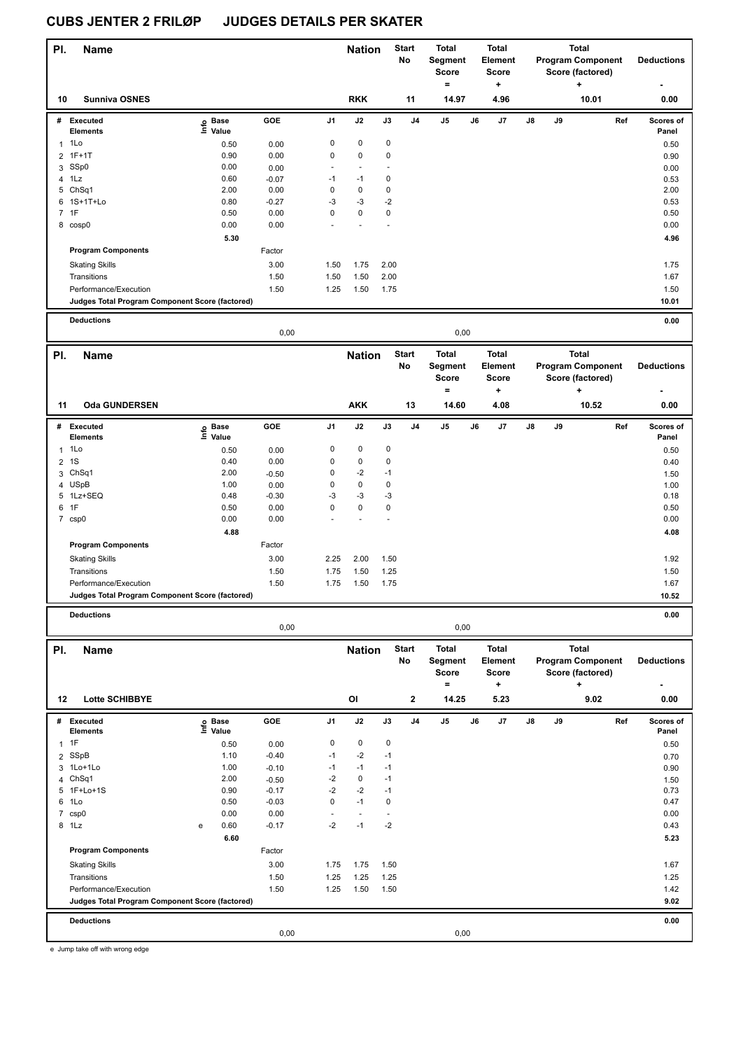# CUBS JENTER 2 FRILØP JUDGES DETAILS PER SKATER

| Pl. | Name | Nation | Start No | Total Segment Score = | Total Element Score + | Total Program Component Score (factored) + | Deductions - |
|---|---|---|---|---|---|---|---|
| 10 | Sunniva OSNES | RKK | 11 | 14.97 | 4.96 | 10.01 | 0.00 |

| # | Executed Elements | Info | Base Value | GOE | J1 | J2 | J3 | J4 | J5 | J6 | J7 | J8 | J9 | Ref | Scores of Panel |
|---|---|---|---|---|---|---|---|---|---|---|---|---|---|---|---|
| 1 | 1Lo | | 0.50 | 0.00 | 0 | 0 | 0 | | | | | | | | 0.50 |
| 2 | 1F+1T | | 0.90 | 0.00 | 0 | 0 | 0 | | | | | | | | 0.90 |
| 3 | SSp0 | | 0.00 | 0.00 | - | - | - | | | | | | | | 0.00 |
| 4 | 1Lz | | 0.60 | -0.07 | -1 | -1 | 0 | | | | | | | | 0.53 |
| 5 | ChSq1 | | 2.00 | 0.00 | 0 | 0 | 0 | | | | | | | | 2.00 |
| 6 | 1S+1T+Lo | | 0.80 | -0.27 | -3 | -3 | -2 | | | | | | | | 0.53 |
| 7 | 1F | | 0.50 | 0.00 | 0 | 0 | 0 | | | | | | | | 0.50 |
| 8 | cosp0 | | 0.00 | 0.00 | - | - | - | | | | | | | | 0.00 |
| | | | 5.30 | | | | | | | | | | | | 4.96 |

| Program Components | Factor | J1 | J2 | J3 | Scores of Panel |
|---|---|---|---|---|---|
| Skating Skills | 3.00 | 1.50 | 1.75 | 2.00 | 1.75 |
| Transitions | 1.50 | 1.50 | 1.50 | 2.00 | 1.67 |
| Performance/Execution | 1.50 | 1.25 | 1.50 | 1.75 | 1.50 |
| Judges Total Program Component Score (factored) | | | | | 10.01 |

**Deductions** 0,00 0,00 — **0.00**

| Pl. | Name | Nation | Start No | Total Segment Score = | Total Element Score + | Total Program Component Score (factored) + | Deductions - |
|---|---|---|---|---|---|---|---|
| 11 | Oda GUNDERSEN | AKK | 13 | 14.60 | 4.08 | 10.52 | 0.00 |

| # | Executed Elements | Info | Base Value | GOE | J1 | J2 | J3 | J4 | J5 | J6 | J7 | J8 | J9 | Ref | Scores of Panel |
|---|---|---|---|---|---|---|---|---|---|---|---|---|---|---|---|
| 1 | 1Lo | | 0.50 | 0.00 | 0 | 0 | 0 | | | | | | | | 0.50 |
| 2 | 1S | | 0.40 | 0.00 | 0 | 0 | 0 | | | | | | | | 0.40 |
| 3 | ChSq1 | | 2.00 | -0.50 | 0 | -2 | -1 | | | | | | | | 1.50 |
| 4 | USpB | | 1.00 | 0.00 | 0 | 0 | 0 | | | | | | | | 1.00 |
| 5 | 1Lz+SEQ | | 0.48 | -0.30 | -3 | -3 | -3 | | | | | | | | 0.18 |
| 6 | 1F | | 0.50 | 0.00 | 0 | 0 | 0 | | | | | | | | 0.50 |
| 7 | csp0 | | 0.00 | 0.00 | - | - | - | | | | | | | | 0.00 |
| | | | 4.88 | | | | | | | | | | | | 4.08 |

| Program Components | Factor | J1 | J2 | J3 | Scores of Panel |
|---|---|---|---|---|---|
| Skating Skills | 3.00 | 2.25 | 2.00 | 1.50 | 1.92 |
| Transitions | 1.50 | 1.75 | 1.50 | 1.25 | 1.50 |
| Performance/Execution | 1.50 | 1.75 | 1.50 | 1.75 | 1.67 |
| Judges Total Program Component Score (factored) | | | | | 10.52 |

**Deductions** 0,00 0,00 — **0.00**

| Pl. | Name | Nation | Start No | Total Segment Score = | Total Element Score + | Total Program Component Score (factored) + | Deductions - |
|---|---|---|---|---|---|---|---|
| 12 | Lotte SCHIBBYE | OI | 2 | 14.25 | 5.23 | 9.02 | 0.00 |

| # | Executed Elements | Info | Base Value | GOE | J1 | J2 | J3 | J4 | J5 | J6 | J7 | J8 | J9 | Ref | Scores of Panel |
|---|---|---|---|---|---|---|---|---|---|---|---|---|---|---|---|
| 1 | 1F | | 0.50 | 0.00 | 0 | 0 | 0 | | | | | | | | 0.50 |
| 2 | SSpB | | 1.10 | -0.40 | -1 | -2 | -1 | | | | | | | | 0.70 |
| 3 | 1Lo+1Lo | | 1.00 | -0.10 | -1 | -1 | -1 | | | | | | | | 0.90 |
| 4 | ChSq1 | | 2.00 | -0.50 | -2 | 0 | -1 | | | | | | | | 1.50 |
| 5 | 1F+Lo+1S | | 0.90 | -0.17 | -2 | -2 | -1 | | | | | | | | 0.73 |
| 6 | 1Lo | | 0.50 | -0.03 | 0 | -1 | 0 | | | | | | | | 0.47 |
| 7 | csp0 | | 0.00 | 0.00 | - | - | - | | | | | | | | 0.00 |
| 8 | 1Lz | e | 0.60 | -0.17 | -2 | -1 | -2 | | | | | | | | 0.43 |
| | | | 6.60 | | | | | | | | | | | | 5.23 |

| Program Components | Factor | J1 | J2 | J3 | Scores of Panel |
|---|---|---|---|---|---|
| Skating Skills | 3.00 | 1.75 | 1.75 | 1.50 | 1.67 |
| Transitions | 1.50 | 1.25 | 1.25 | 1.25 | 1.25 |
| Performance/Execution | 1.50 | 1.25 | 1.50 | 1.50 | 1.42 |
| Judges Total Program Component Score (factored) | | | | | 9.02 |

**Deductions** 0,00 0,00 — **0.00**

e Jump take off with wrong edge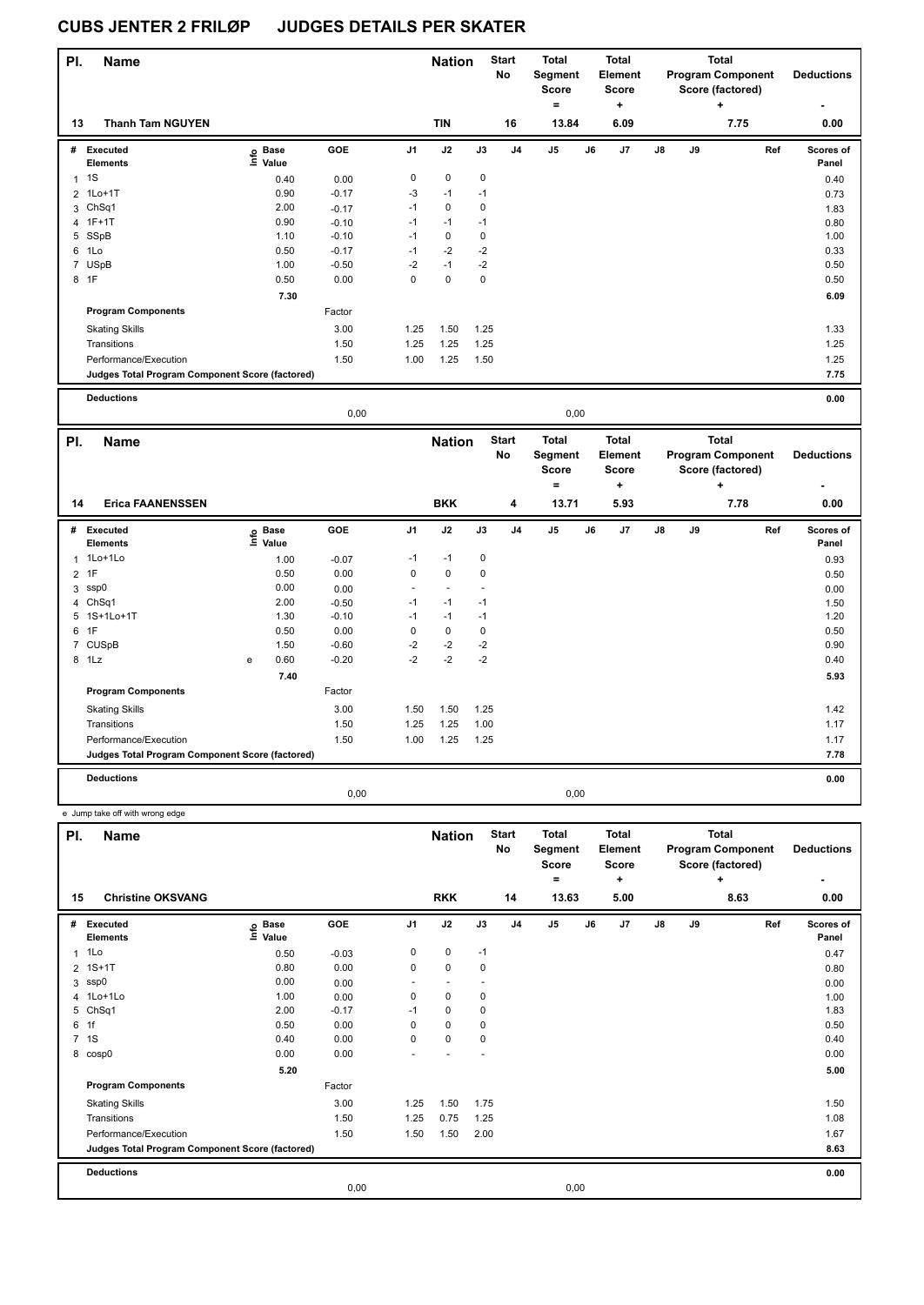# CUBS JENTER 2 FRILØP JUDGES DETAILS PER SKATER

| Pl. | Name | Nation | Start No | Total Segment Score = | Total Element Score + | Total Program Component Score (factored) + | Deductions - |
|---|---|---|---|---|---|---|---|
| 13 | Thanh Tam NGUYEN | TIN | 16 | 13.84 | 6.09 | 7.75 | 0.00 |

| # | Executed Elements | Info | Base Value | GOE | J1 | J2 | J3 | J4 | J5 | J6 | J7 | J8 | J9 | Ref | Scores of Panel |
|---|---|---|---|---|---|---|---|---|---|---|---|---|---|---|---|
| 1 | 1S | | 0.40 | 0.00 | 0 | 0 | 0 | | | | | | | | 0.40 |
| 2 | 1Lo+1T | | 0.90 | -0.17 | -3 | -1 | -1 | | | | | | | | 0.73 |
| 3 | ChSq1 | | 2.00 | -0.17 | -1 | 0 | 0 | | | | | | | | 1.83 |
| 4 | 1F+1T | | 0.90 | -0.10 | -1 | -1 | -1 | | | | | | | | 0.80 |
| 5 | SSpB | | 1.10 | -0.10 | -1 | 0 | 0 | | | | | | | | 1.00 |
| 6 | 1Lo | | 0.50 | -0.17 | -1 | -2 | -2 | | | | | | | | 0.33 |
| 7 | USpB | | 1.00 | -0.50 | -2 | -1 | -2 | | | | | | | | 0.50 |
| 8 | 1F | | 0.50 | 0.00 | 0 | 0 | 0 | | | | | | | | 0.50 |
| | | | 7.30 | | | | | | | | | | | | 6.09 |
| | Program Components | | | Factor | | | | | | | | | | | |
| | Skating Skills | | | 3.00 | 1.25 | 1.50 | 1.25 | | | | | | | | 1.33 |
| | Transitions | | | 1.50 | 1.25 | 1.25 | 1.25 | | | | | | | | 1.25 |
| | Performance/Execution | | | 1.50 | 1.00 | 1.25 | 1.50 | | | | | | | | 1.25 |
| | Judges Total Program Component Score (factored) | | | | | | | | | | | | | | 7.75 |
| | Deductions | | | | | | | | | | | | | | 0.00 |
| | | | | 0,00 | | | | | 0,00 | | | | | | |

| Pl. | Name | Nation | Start No | Total Segment Score = | Total Element Score + | Total Program Component Score (factored) + | Deductions - |
|---|---|---|---|---|---|---|---|
| 14 | Erica FAANENSSEN | BKK | 4 | 13.71 | 5.93 | 7.78 | 0.00 |

| # | Executed Elements | Info | Base Value | GOE | J1 | J2 | J3 | J4 | J5 | J6 | J7 | J8 | J9 | Ref | Scores of Panel |
|---|---|---|---|---|---|---|---|---|---|---|---|---|---|---|---|
| 1 | 1Lo+1Lo | | 1.00 | -0.07 | -1 | -1 | 0 | | | | | | | | 0.93 |
| 2 | 1F | | 0.50 | 0.00 | 0 | 0 | 0 | | | | | | | | 0.50 |
| 3 | ssp0 | | 0.00 | 0.00 | - | - | - | | | | | | | | 0.00 |
| 4 | ChSq1 | | 2.00 | -0.50 | -1 | -1 | -1 | | | | | | | | 1.50 |
| 5 | 1S+1Lo+1T | | 1.30 | -0.10 | -1 | -1 | -1 | | | | | | | | 1.20 |
| 6 | 1F | | 0.50 | 0.00 | 0 | 0 | 0 | | | | | | | | 0.50 |
| 7 | CUSpB | | 1.50 | -0.60 | -2 | -2 | -2 | | | | | | | | 0.90 |
| 8 | 1Lz | e | 0.60 | -0.20 | -2 | -2 | -2 | | | | | | | | 0.40 |
| | | | 7.40 | | | | | | | | | | | | 5.93 |
| | Program Components | | | Factor | | | | | | | | | | | |
| | Skating Skills | | | 3.00 | 1.50 | 1.50 | 1.25 | | | | | | | | 1.42 |
| | Transitions | | | 1.50 | 1.25 | 1.25 | 1.00 | | | | | | | | 1.17 |
| | Performance/Execution | | | 1.50 | 1.00 | 1.25 | 1.25 | | | | | | | | 1.17 |
| | Judges Total Program Component Score (factored) | | | | | | | | | | | | | | 7.78 |
| | Deductions | | | | | | | | | | | | | | 0.00 |
| | | | | 0,00 | | | | | 0,00 | | | | | | |

e Jump take off with wrong edge

| Pl. | Name | Nation | Start No | Total Segment Score = | Total Element Score + | Total Program Component Score (factored) + | Deductions - |
|---|---|---|---|---|---|---|---|
| 15 | Christine OKSVANG | RKK | 14 | 13.63 | 5.00 | 8.63 | 0.00 |

| # | Executed Elements | Info | Base Value | GOE | J1 | J2 | J3 | J4 | J5 | J6 | J7 | J8 | J9 | Ref | Scores of Panel |
|---|---|---|---|---|---|---|---|---|---|---|---|---|---|---|---|
| 1 | 1Lo | | 0.50 | -0.03 | 0 | 0 | -1 | | | | | | | | 0.47 |
| 2 | 1S+1T | | 0.80 | 0.00 | 0 | 0 | 0 | | | | | | | | 0.80 |
| 3 | ssp0 | | 0.00 | 0.00 | - | - | - | | | | | | | | 0.00 |
| 4 | 1Lo+1Lo | | 1.00 | 0.00 | 0 | 0 | 0 | | | | | | | | 1.00 |
| 5 | ChSq1 | | 2.00 | -0.17 | -1 | 0 | 0 | | | | | | | | 1.83 |
| 6 | 1f | | 0.50 | 0.00 | 0 | 0 | 0 | | | | | | | | 0.50 |
| 7 | 1S | | 0.40 | 0.00 | 0 | 0 | 0 | | | | | | | | 0.40 |
| 8 | cosp0 | | 0.00 | 0.00 | - | - | - | | | | | | | | 0.00 |
| | | | 5.20 | | | | | | | | | | | | 5.00 |
| | Program Components | | | Factor | | | | | | | | | | | |
| | Skating Skills | | | 3.00 | 1.25 | 1.50 | 1.75 | | | | | | | | 1.50 |
| | Transitions | | | 1.50 | 1.25 | 0.75 | 1.25 | | | | | | | | 1.08 |
| | Performance/Execution | | | 1.50 | 1.50 | 1.50 | 2.00 | | | | | | | | 1.67 |
| | Judges Total Program Component Score (factored) | | | | | | | | | | | | | | 8.63 |
| | Deductions | | | | | | | | | | | | | | 0.00 |
| | | | | 0,00 | | | | | 0,00 | | | | | | |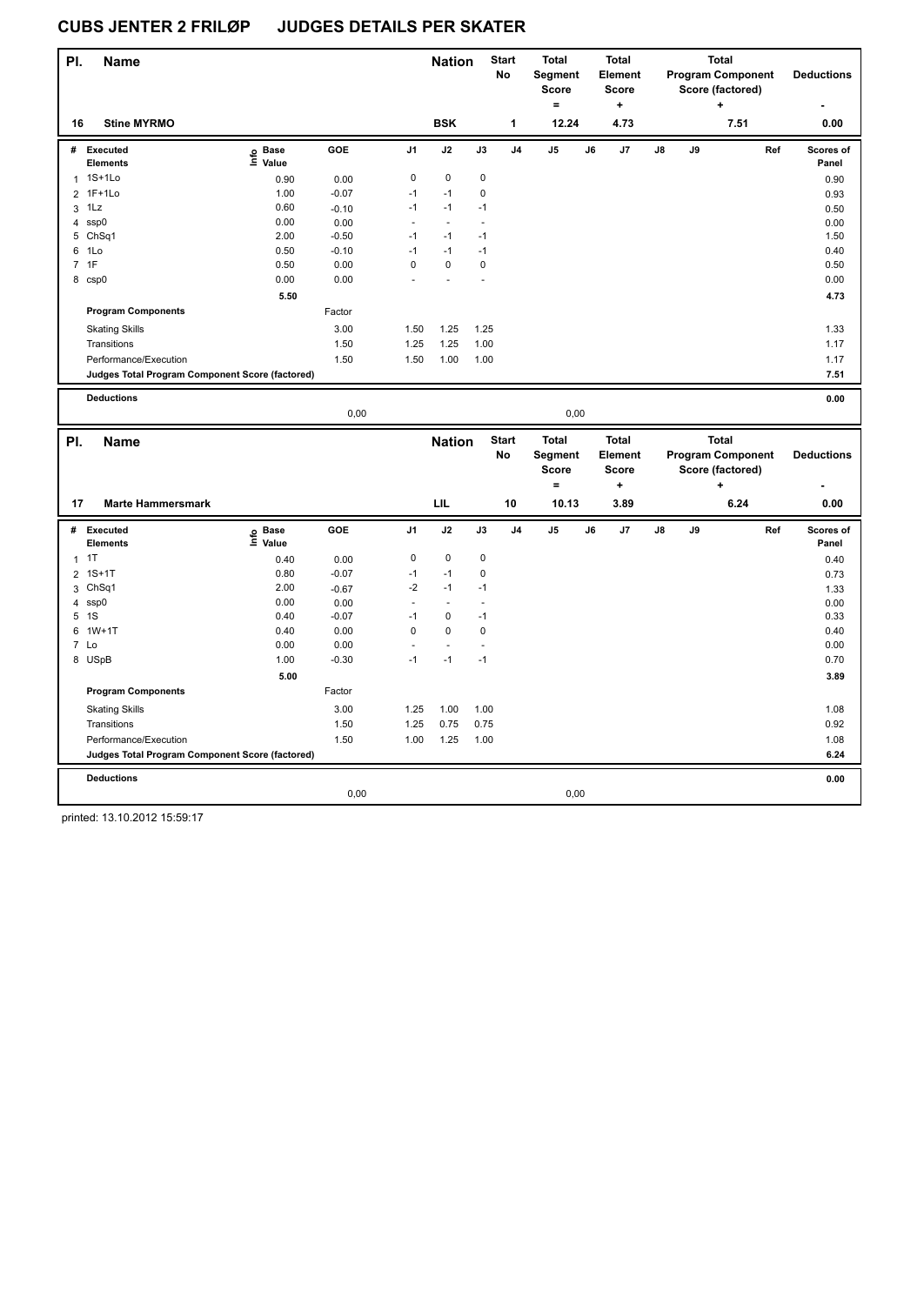# CUBS JENTER 2 FRILØP JUDGES DETAILS PER SKATER

| Pl. | Name | Nation | Start No | Total Segment Score = | Total Element Score + | Total Program Component Score (factored) + | Deductions - |
|---|---|---|---|---|---|---|---|
| 16 | Stine MYRMO | BSK | 1 | 12.24 | 4.73 | 7.51 | 0.00 |

| # | Executed Elements | Info | Base Value | GOE | J1 | J2 | J3 | J4 | J5 | J6 | J7 | J8 | J9 | Ref | Scores of Panel |
|---|---|---|---|---|---|---|---|---|---|---|---|---|---|---|---|
| 1 | 1S+1Lo | | 0.90 | 0.00 | 0 | 0 | 0 | | | | | | | | 0.90 |
| 2 | 1F+1Lo | | 1.00 | -0.07 | -1 | -1 | 0 | | | | | | | | 0.93 |
| 3 | 1Lz | | 0.60 | -0.10 | -1 | -1 | -1 | | | | | | | | 0.50 |
| 4 | ssp0 | | 0.00 | 0.00 | - | - | - | | | | | | | | 0.00 |
| 5 | ChSq1 | | 2.00 | -0.50 | -1 | -1 | -1 | | | | | | | | 1.50 |
| 6 | 1Lo | | 0.50 | -0.10 | -1 | -1 | -1 | | | | | | | | 0.40 |
| 7 | 1F | | 0.50 | 0.00 | 0 | 0 | 0 | | | | | | | | 0.50 |
| 8 | csp0 | | 0.00 | 0.00 | - | - | - | | | | | | | | 0.00 |
| | | | 5.50 | | | | | | | | | | | | 4.73 |
| | **Program Components** | | | Factor | | | | | | | | | | | |
| | Skating Skills | | | 3.00 | 1.50 | 1.25 | 1.25 | | | | | | | | 1.33 |
| | Transitions | | | 1.50 | 1.25 | 1.25 | 1.00 | | | | | | | | 1.17 |
| | Performance/Execution | | | 1.50 | 1.50 | 1.00 | 1.00 | | | | | | | | 1.17 |
| | **Judges Total Program Component Score (factored)** | | | | | | | | | | | | | | 7.51 |
| | **Deductions** | | | | | | | | | | | | | | 0.00 |
| | | | | 0,00 | | | | | 0,00 | | | | | | |

| Pl. | Name | Nation | Start No | Total Segment Score = | Total Element Score + | Total Program Component Score (factored) + | Deductions - |
|---|---|---|---|---|---|---|---|
| 17 | Marte Hammersmark | LIL | 10 | 10.13 | 3.89 | 6.24 | 0.00 |

| # | Executed Elements | Info | Base Value | GOE | J1 | J2 | J3 | J4 | J5 | J6 | J7 | J8 | J9 | Ref | Scores of Panel |
|---|---|---|---|---|---|---|---|---|---|---|---|---|---|---|---|
| 1 | 1T | | 0.40 | 0.00 | 0 | 0 | 0 | | | | | | | | 0.40 |
| 2 | 1S+1T | | 0.80 | -0.07 | -1 | -1 | 0 | | | | | | | | 0.73 |
| 3 | ChSq1 | | 2.00 | -0.67 | -2 | -1 | -1 | | | | | | | | 1.33 |
| 4 | ssp0 | | 0.00 | 0.00 | - | - | - | | | | | | | | 0.00 |
| 5 | 1S | | 0.40 | -0.07 | -1 | 0 | -1 | | | | | | | | 0.33 |
| 6 | 1W+1T | | 0.40 | 0.00 | 0 | 0 | 0 | | | | | | | | 0.40 |
| 7 | Lo | | 0.00 | 0.00 | - | - | - | | | | | | | | 0.00 |
| 8 | USpB | | 1.00 | -0.30 | -1 | -1 | -1 | | | | | | | | 0.70 |
| | | | 5.00 | | | | | | | | | | | | 3.89 |
| | **Program Components** | | | Factor | | | | | | | | | | | |
| | Skating Skills | | | 3.00 | 1.25 | 1.00 | 1.00 | | | | | | | | 1.08 |
| | Transitions | | | 1.50 | 1.25 | 0.75 | 0.75 | | | | | | | | 0.92 |
| | Performance/Execution | | | 1.50 | 1.00 | 1.25 | 1.00 | | | | | | | | 1.08 |
| | **Judges Total Program Component Score (factored)** | | | | | | | | | | | | | | 6.24 |
| | **Deductions** | | | | | | | | | | | | | | 0.00 |
| | | | | 0,00 | | | | | 0,00 | | | | | | |

printed: 13.10.2012 15:59:17